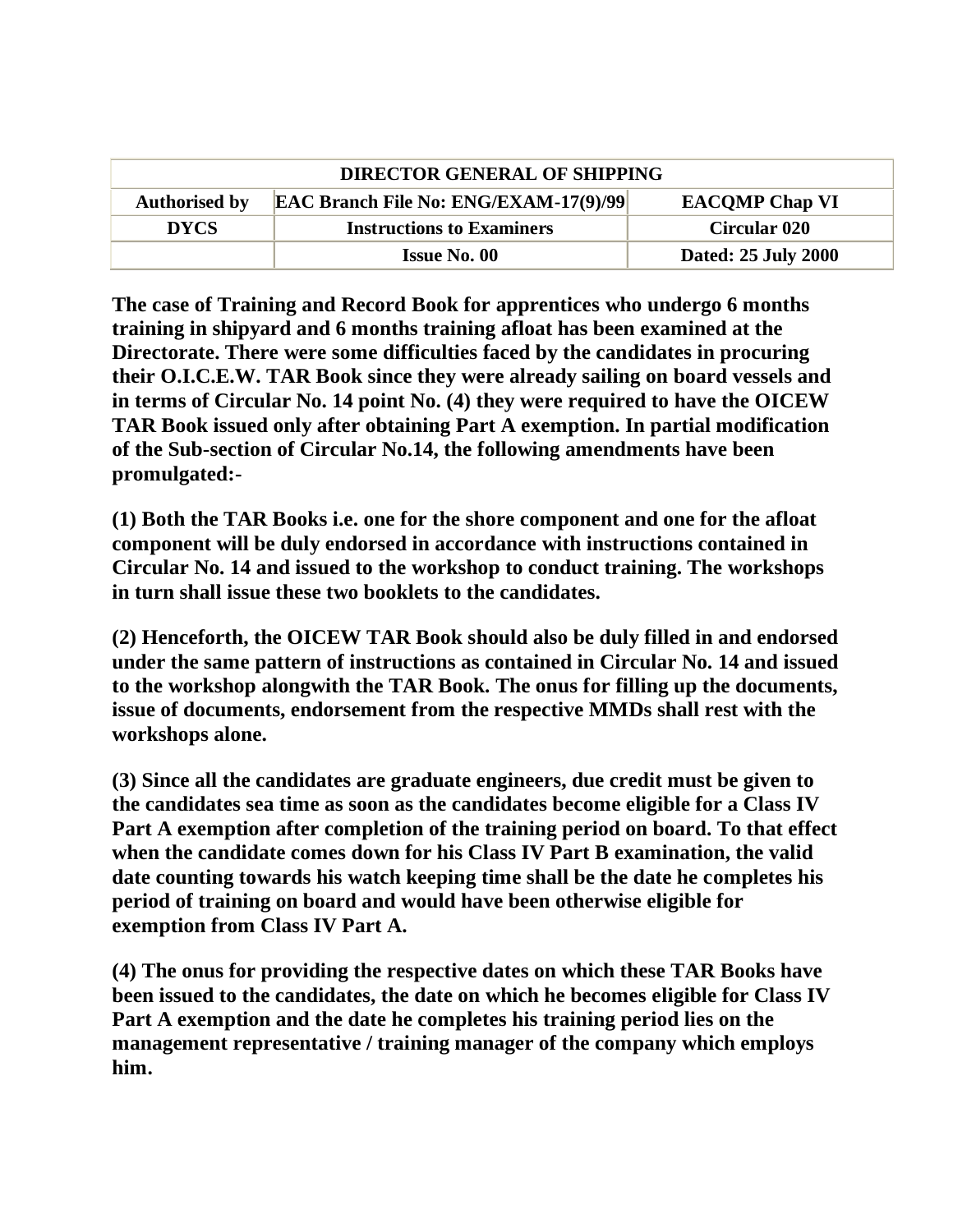| DIRECTOR GENERAL OF SHIPPING | | |
|---|---|---|
| **Authorised by** | **EAC Branch File No: ENG/EXAM-17(9)/99** | **EACQMP Chap VI** |
| **DYCS** | **Instructions to Examiners** | **Circular 020** |
| | **Issue No. 00** | **Dated: 25 July 2000** |

**The case of Training and Record Book for apprentices who undergo 6 months training in shipyard and 6 months training afloat has been examined at the Directorate. There were some difficulties faced by the candidates in procuring their O.I.C.E.W. TAR Book since they were already sailing on board vessels and in terms of Circular No. 14 point No. (4) they were required to have the OICEW TAR Book issued only after obtaining Part A exemption. In partial modification of the Sub-section of Circular No.14, the following amendments have been promulgated:-**

**(1) Both the TAR Books i.e. one for the shore component and one for the afloat component will be duly endorsed in accordance with instructions contained in Circular No. 14 and issued to the workshop to conduct training. The workshops in turn shall issue these two booklets to the candidates.**

**(2) Henceforth, the OICEW TAR Book should also be duly filled in and endorsed under the same pattern of instructions as contained in Circular No. 14 and issued to the workshop alongwith the TAR Book. The onus for filling up the documents, issue of documents, endorsement from the respective MMDs shall rest with the workshops alone.**

**(3) Since all the candidates are graduate engineers, due credit must be given to the candidates sea time as soon as the candidates become eligible for a Class IV Part A exemption after completion of the training period on board. To that effect when the candidate comes down for his Class IV Part B examination, the valid date counting towards his watch keeping time shall be the date he completes his period of training on board and would have been otherwise eligible for exemption from Class IV Part A.**

**(4) The onus for providing the respective dates on which these TAR Books have been issued to the candidates, the date on which he becomes eligible for Class IV Part A exemption and the date he completes his training period lies on the management representative / training manager of the company which employs him.**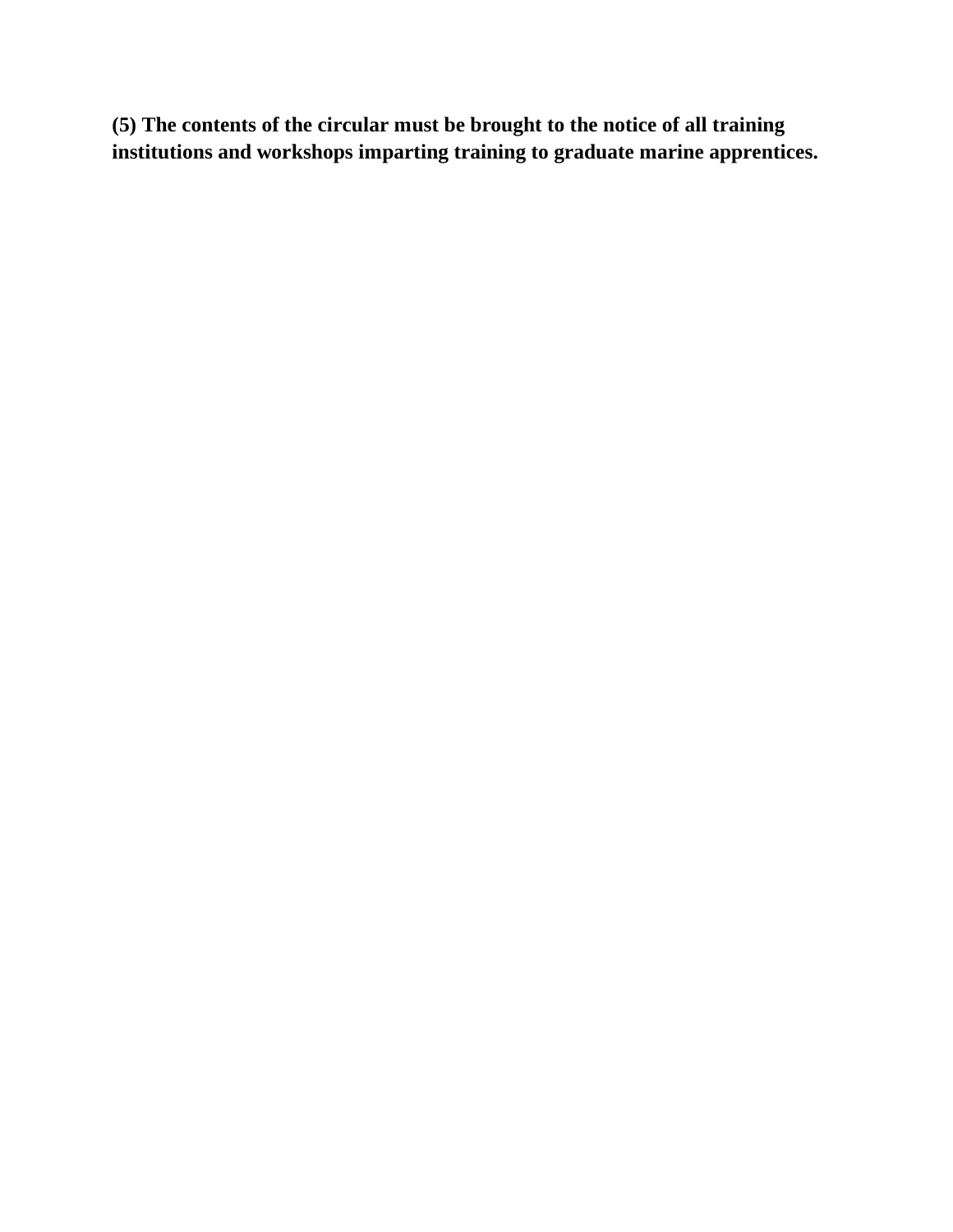**(5) The contents of the circular must be brought to the notice of all training institutions and workshops imparting training to graduate marine apprentices.**